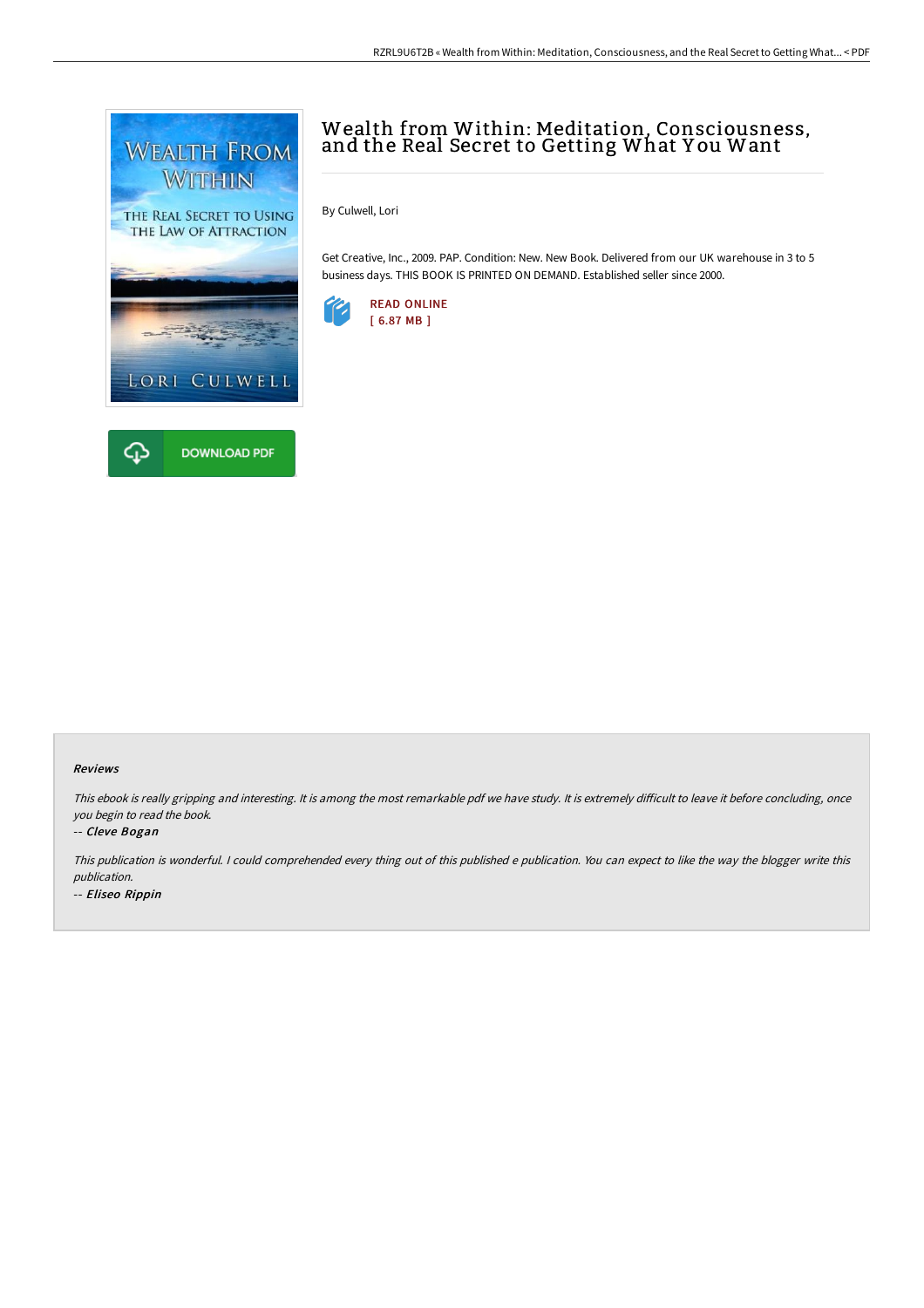# Wealth from Within: Meditation, Consciousness, and the Real Secret to Getting What You Want

By Culwell, Lori

Get Creative, Inc., 2009. PAP. Condition: New. New Book. Delivered from our UK warehouse in 3 to 5 business days. THIS BOOK IS PRINTED ON DEMAND. Established seller since 2000.

READ ONLINE
[ 6.87 MB ]

DOWNLOAD PDF

### Reviews

*This ebook is really gripping and interesting. It is among the most remarkable pdf we have study. It is extremely difficult to leave it before concluding, once you begin to read the book.*

-- *Cleve Bogan*

*This publication is wonderful. I could comprehended every thing out of this published e publication. You can expect to like the way the blogger write this publication.*

-- *Eliseo Rippin*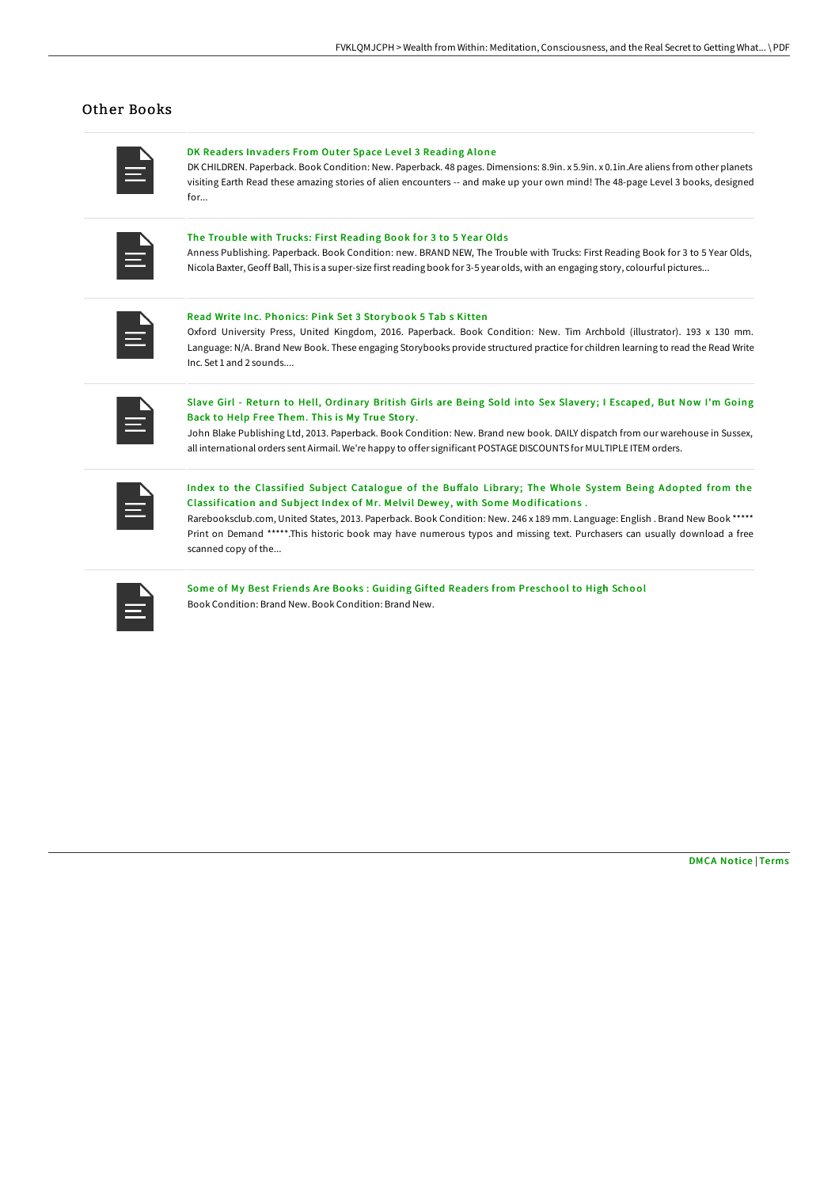## Other Books

### DK Readers Invaders From Outer Space Level 3 Reading Alone

DK CHILDREN. Paperback. Book Condition: New. Paperback. 48 pages. Dimensions: 8.9in. x 5.9in. x 0.1in.Are aliens from other planets visiting Earth Read these amazing stories of alien encounters -- and make up your own mind! The 48-page Level 3 books, designed for...

### The Trouble with Trucks: First Reading Book for 3 to 5 Year Olds

Anness Publishing. Paperback. Book Condition: new. BRAND NEW, The Trouble with Trucks: First Reading Book for 3 to 5 Year Olds, Nicola Baxter, Geoff Ball, This is a super-size first reading book for 3-5 year olds, with an engaging story, colourful pictures...

### Read Write Inc. Phonics: Pink Set 3 Storybook 5 Tab s Kitten

Oxford University Press, United Kingdom, 2016. Paperback. Book Condition: New. Tim Archbold (illustrator). 193 x 130 mm. Language: N/A. Brand New Book. These engaging Storybooks provide structured practice for children learning to read the Read Write Inc. Set 1 and 2 sounds....

### Slave Girl - Return to Hell, Ordinary British Girls are Being Sold into Sex Slavery; I Escaped, But Now I'm Going Back to Help Free Them. This is My True Story.

John Blake Publishing Ltd, 2013. Paperback. Book Condition: New. Brand new book. DAILY dispatch from our warehouse in Sussex, all international orders sent Airmail. We're happy to offer significant POSTAGE DISCOUNTS for MULTIPLE ITEM orders.

### Index to the Classified Subject Catalogue of the Buffalo Library; The Whole System Being Adopted from the Classification and Subject Index of Mr. Melvil Dewey, with Some Modifications .

Rarebooksclub.com, United States, 2013. Paperback. Book Condition: New. 246 x 189 mm. Language: English . Brand New Book ***** Print on Demand *****.This historic book may have numerous typos and missing text. Purchasers can usually download a free scanned copy of the...

### Some of My Best Friends Are Books : Guiding Gifted Readers from Preschool to High School

Book Condition: Brand New. Book Condition: Brand New.